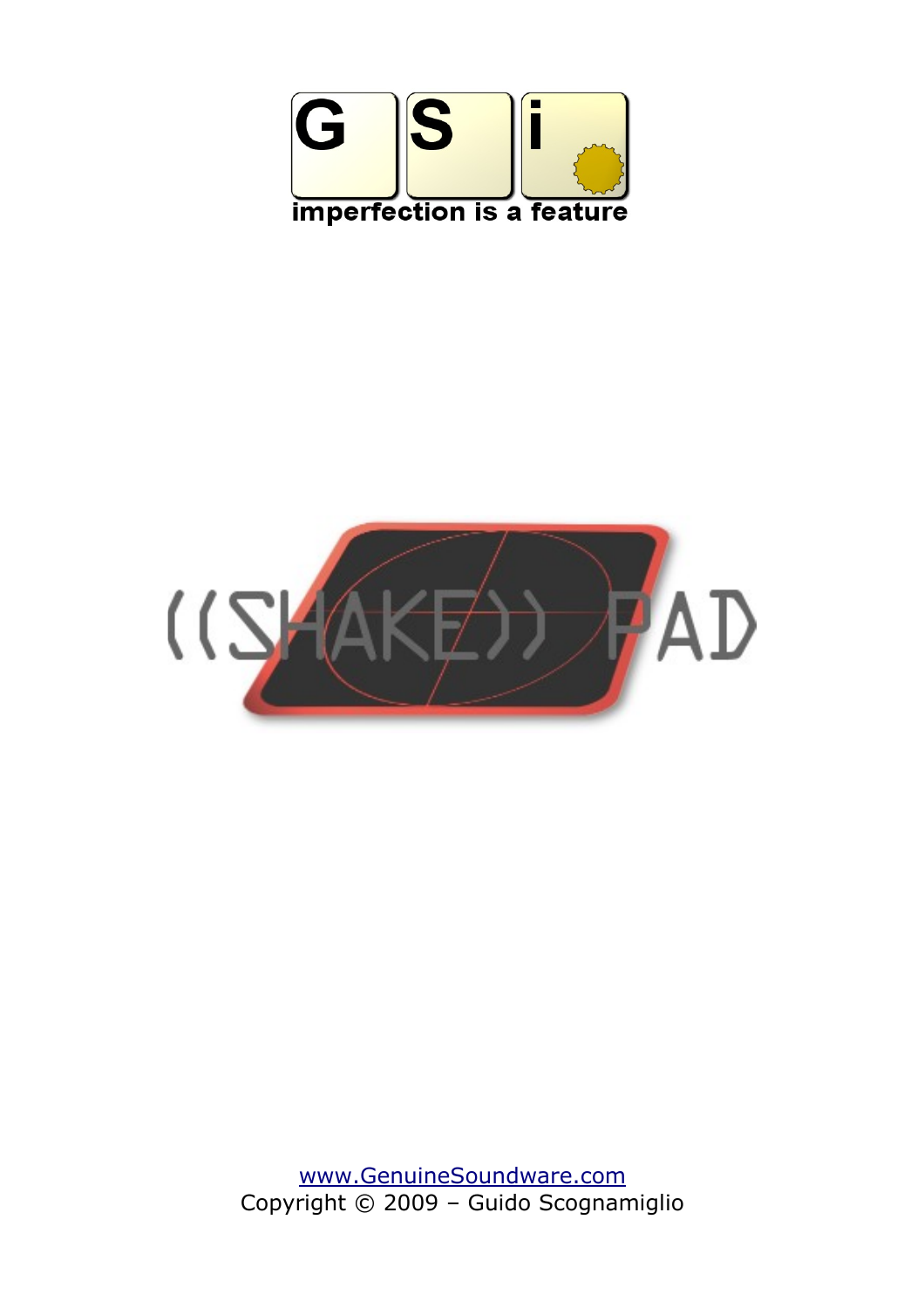GSi

imperfection is a feature

# ((SHAKE)) PAD

www.GenuineSoundware.com

Copyright © 2009 – Guido Scognamiglio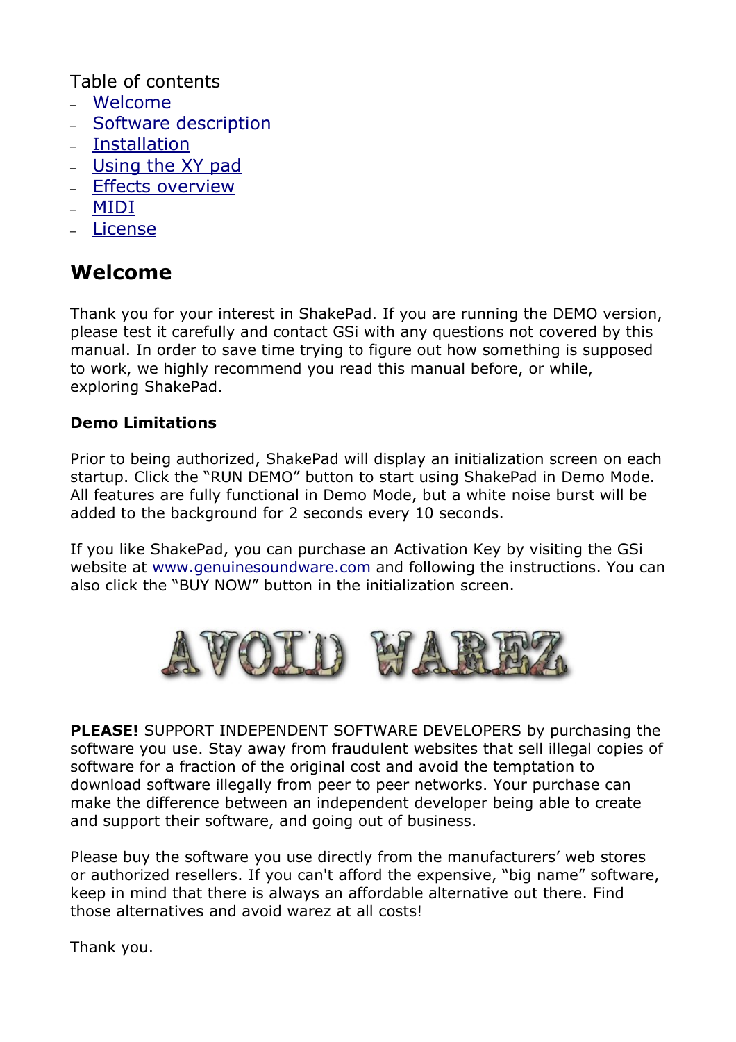Table of contents

- Welcome
- Software description
- Installation
- Using the XY pad
- Effects overview
- MIDI
- License

## Welcome

Thank you for your interest in ShakePad. If you are running the DEMO version, please test it carefully and contact GSi with any questions not covered by this manual. In order to save time trying to figure out how something is supposed to work, we highly recommend you read this manual before, or while, exploring ShakePad.

**Demo Limitations**

Prior to being authorized, ShakePad will display an initialization screen on each startup. Click the "RUN DEMO" button to start using ShakePad in Demo Mode. All features are fully functional in Demo Mode, but a white noise burst will be added to the background for 2 seconds every 10 seconds.

If you like ShakePad, you can purchase an Activation Key by visiting the GSi website at www.genuinesoundware.com and following the instructions. You can also click the "BUY NOW" button in the initialization screen.

AVOID WAREZ

**PLEASE!** SUPPORT INDEPENDENT SOFTWARE DEVELOPERS by purchasing the software you use. Stay away from fraudulent websites that sell illegal copies of software for a fraction of the original cost and avoid the temptation to download software illegally from peer to peer networks. Your purchase can make the difference between an independent developer being able to create and support their software, and going out of business.

Please buy the software you use directly from the manufacturers' web stores or authorized resellers. If you can't afford the expensive, "big name" software, keep in mind that there is always an affordable alternative out there. Find those alternatives and avoid warez at all costs!

Thank you.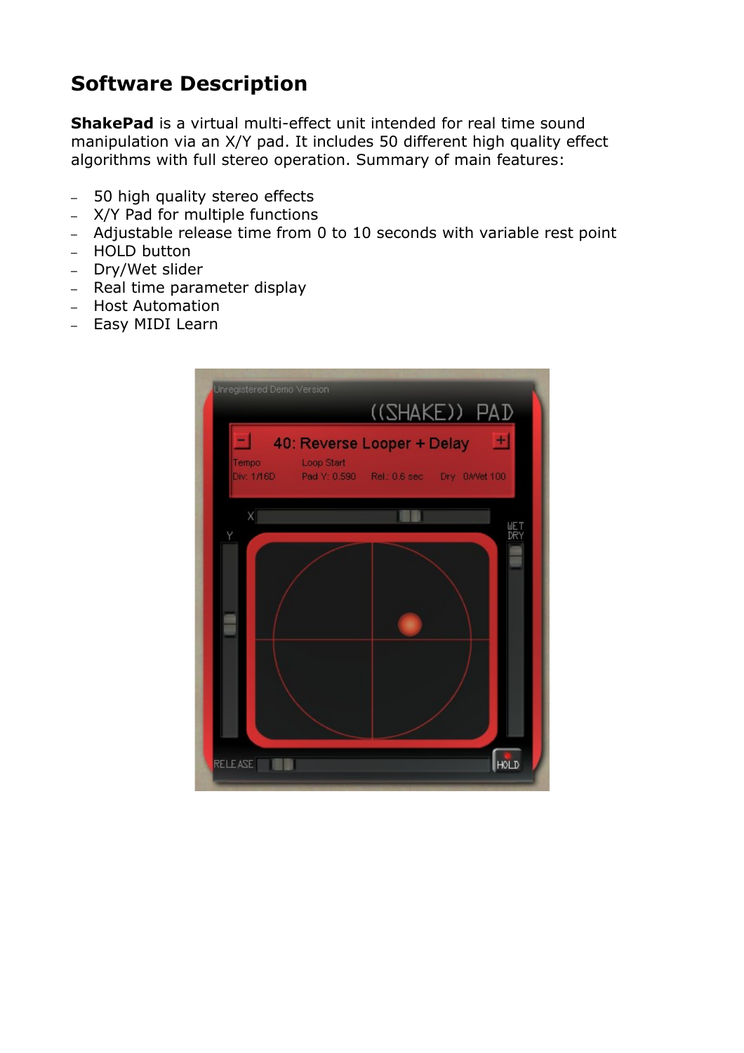## Software Description

**ShakePad** is a virtual multi-effect unit intended for real time sound manipulation via an X/Y pad. It includes 50 different high quality effect algorithms with full stereo operation. Summary of main features:

- 50 high quality stereo effects
- X/Y Pad for multiple functions
- Adjustable release time from 0 to 10 seconds with variable rest point
- HOLD button
- Dry/Wet slider
- Real time parameter display
- Host Automation
- Easy MIDI Learn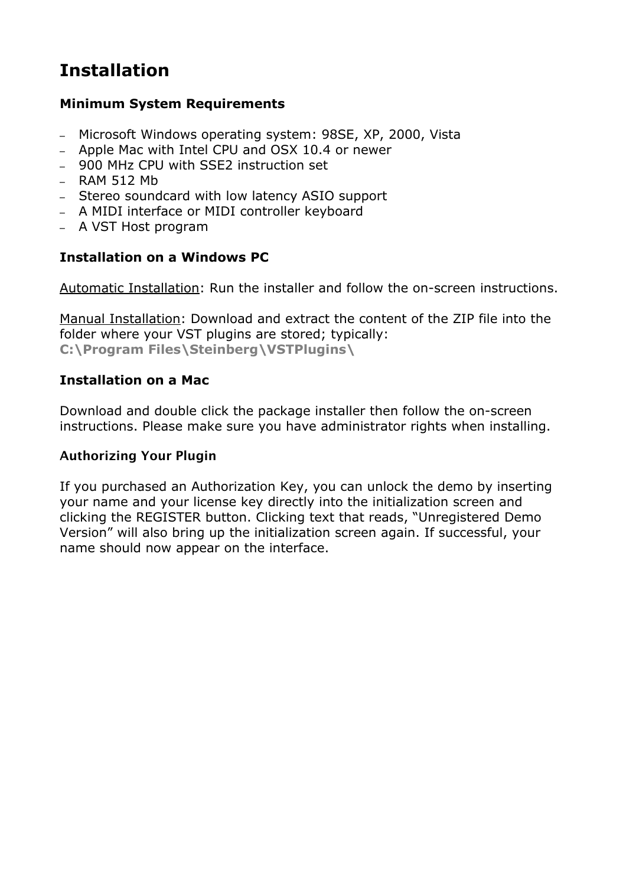# Installation

### Minimum System Requirements

- Microsoft Windows operating system: 98SE, XP, 2000, Vista
- Apple Mac with Intel CPU and OSX 10.4 or newer
- 900 MHz CPU with SSE2 instruction set
- RAM 512 Mb
- Stereo soundcard with low latency ASIO support
- A MIDI interface or MIDI controller keyboard
- A VST Host program

### Installation on a Windows PC

Automatic Installation: Run the installer and follow the on-screen instructions.

Manual Installation: Download and extract the content of the ZIP file into the folder where your VST plugins are stored; typically:
**C:\Program Files\Steinberg\VSTPlugins\**

### Installation on a Mac

Download and double click the package installer then follow the on-screen instructions. Please make sure you have administrator rights when installing.

### Authorizing Your Plugin

If you purchased an Authorization Key, you can unlock the demo by inserting your name and your license key directly into the initialization screen and clicking the REGISTER button. Clicking text that reads, "Unregistered Demo Version" will also bring up the initialization screen again. If successful, your name should now appear on the interface.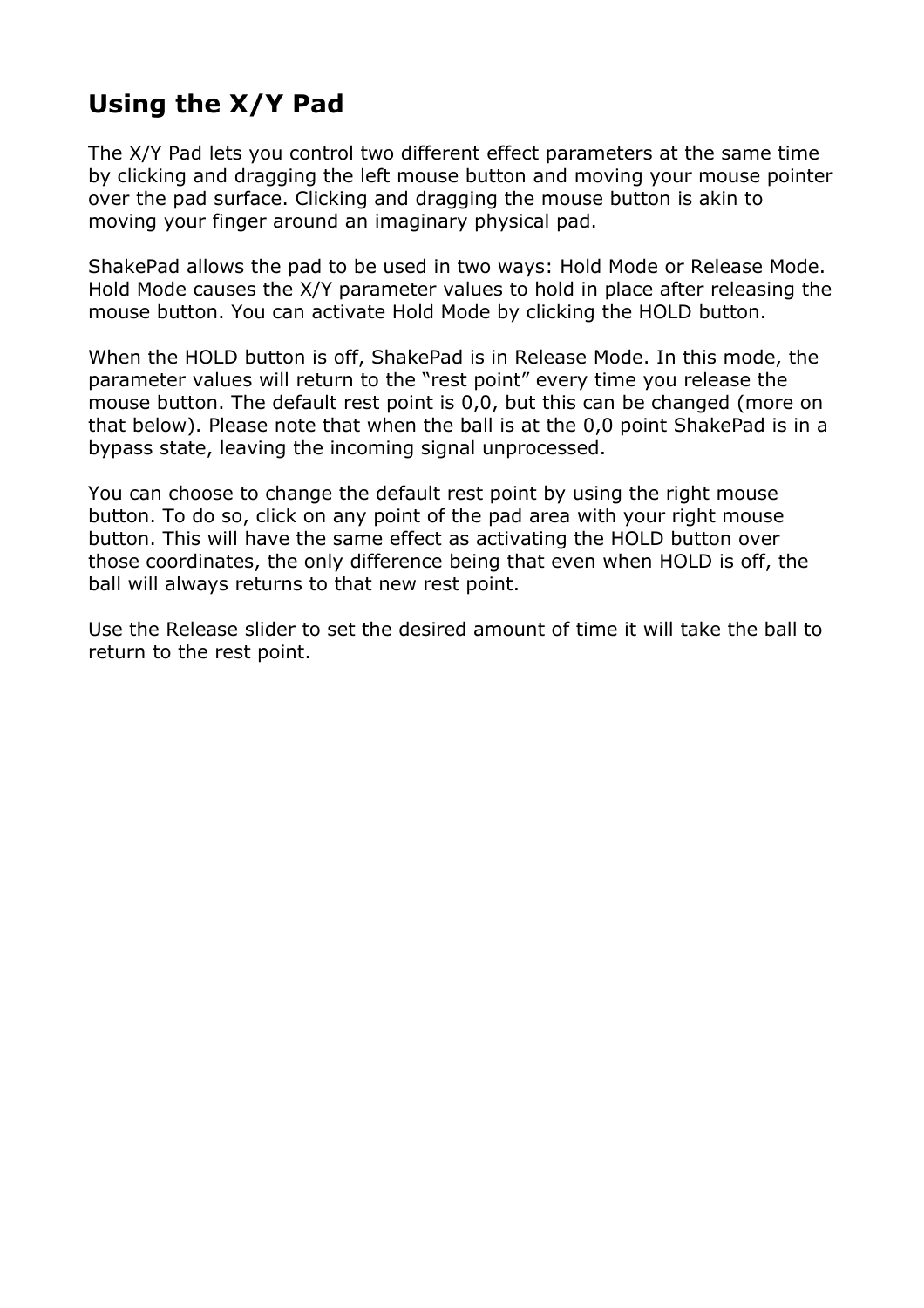## Using the X/Y Pad

The X/Y Pad lets you control two different effect parameters at the same time by clicking and dragging the left mouse button and moving your mouse pointer over the pad surface. Clicking and dragging the mouse button is akin to moving your finger around an imaginary physical pad.

ShakePad allows the pad to be used in two ways: Hold Mode or Release Mode. Hold Mode causes the X/Y parameter values to hold in place after releasing the mouse button. You can activate Hold Mode by clicking the HOLD button.

When the HOLD button is off, ShakePad is in Release Mode. In this mode, the parameter values will return to the "rest point" every time you release the mouse button. The default rest point is 0,0, but this can be changed (more on that below). Please note that when the ball is at the 0,0 point ShakePad is in a bypass state, leaving the incoming signal unprocessed.

You can choose to change the default rest point by using the right mouse button. To do so, click on any point of the pad area with your right mouse button. This will have the same effect as activating the HOLD button over those coordinates, the only difference being that even when HOLD is off, the ball will always returns to that new rest point.

Use the Release slider to set the desired amount of time it will take the ball to return to the rest point.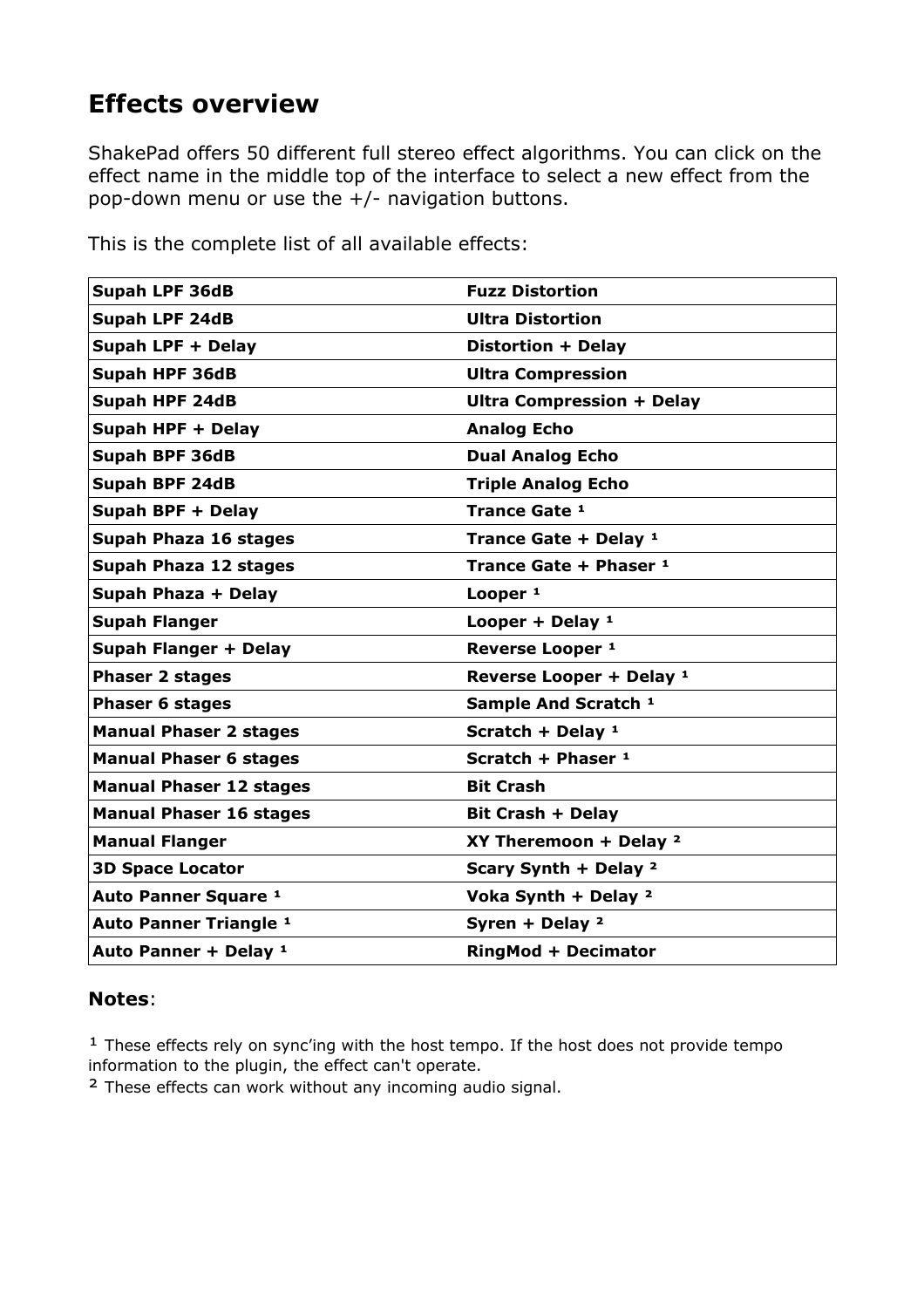## Effects overview

ShakePad offers 50 different full stereo effect algorithms. You can click on the effect name in the middle top of the interface to select a new effect from the pop-down menu or use the +/- navigation buttons.

This is the complete list of all available effects:

| | |
|---|---|
| **Supah LPF 36dB** | **Fuzz Distortion** |
| **Supah LPF 24dB** | **Ultra Distortion** |
| **Supah LPF + Delay** | **Distortion + Delay** |
| **Supah HPF 36dB** | **Ultra Compression** |
| **Supah HPF 24dB** | **Ultra Compression + Delay** |
| **Supah HPF + Delay** | **Analog Echo** |
| **Supah BPF 36dB** | **Dual Analog Echo** |
| **Supah BPF 24dB** | **Triple Analog Echo** |
| **Supah BPF + Delay** | **Trance Gate [1]** |
| **Supah Phaza 16 stages** | **Trance Gate + Delay [1]** |
| **Supah Phaza 12 stages** | **Trance Gate + Phaser [1]** |
| **Supah Phaza + Delay** | **Looper [1]** |
| **Supah Flanger** | **Looper + Delay [1]** |
| **Supah Flanger + Delay** | **Reverse Looper [1]** |
| **Phaser 2 stages** | **Reverse Looper + Delay [1]** |
| **Phaser 6 stages** | **Sample And Scratch [1]** |
| **Manual Phaser 2 stages** | **Scratch + Delay [1]** |
| **Manual Phaser 6 stages** | **Scratch + Phaser [1]** |
| **Manual Phaser 12 stages** | **Bit Crash** |
| **Manual Phaser 16 stages** | **Bit Crash + Delay** |
| **Manual Flanger** | **XY Theremoon + Delay [2]** |
| **3D Space Locator** | **Scary Synth + Delay [2]** |
| **Auto Panner Square [1]** | **Voka Synth + Delay [2]** |
| **Auto Panner Triangle [1]** | **Syren + Delay [2]** |
| **Auto Panner + Delay [1]** | **RingMod + Decimator** |

### Notes:

[1] These effects rely on sync'ing with the host tempo. If the host does not provide tempo information to the plugin, the effect can't operate.

[2] These effects can work without any incoming audio signal.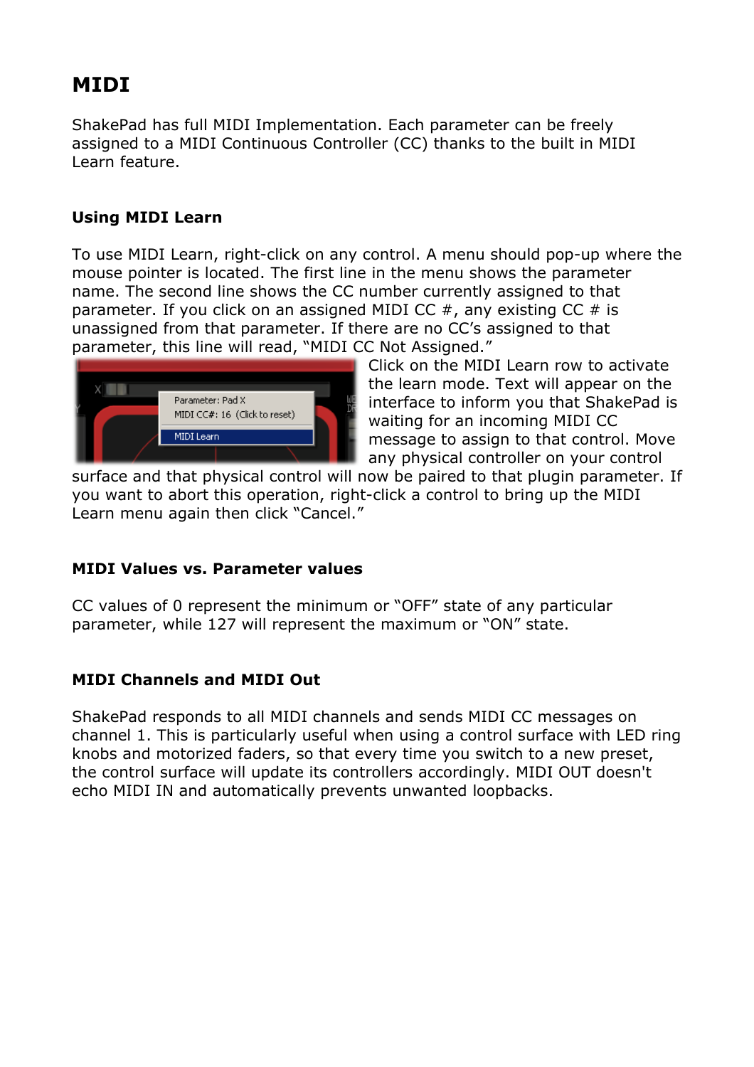# MIDI

ShakePad has full MIDI Implementation. Each parameter can be freely assigned to a MIDI Continuous Controller (CC) thanks to the built in MIDI Learn feature.

### Using MIDI Learn

To use MIDI Learn, right-click on any control. A menu should pop-up where the mouse pointer is located. The first line in the menu shows the parameter name. The second line shows the CC number currently assigned to that parameter. If you click on an assigned MIDI CC #, any existing CC # is unassigned from that parameter. If there are no CC's assigned to that parameter, this line will read, "MIDI CC Not Assigned."

Click on the MIDI Learn row to activate the learn mode. Text will appear on the interface to inform you that ShakePad is waiting for an incoming MIDI CC message to assign to that control. Move any physical controller on your control surface and that physical control will now be paired to that plugin parameter. If you want to abort this operation, right-click a control to bring up the MIDI Learn menu again then click "Cancel."

### MIDI Values vs. Parameter values

CC values of 0 represent the minimum or "OFF" state of any particular parameter, while 127 will represent the maximum or "ON" state.

### MIDI Channels and MIDI Out

ShakePad responds to all MIDI channels and sends MIDI CC messages on channel 1. This is particularly useful when using a control surface with LED ring knobs and motorized faders, so that every time you switch to a new preset, the control surface will update its controllers accordingly. MIDI OUT doesn't echo MIDI IN and automatically prevents unwanted loopbacks.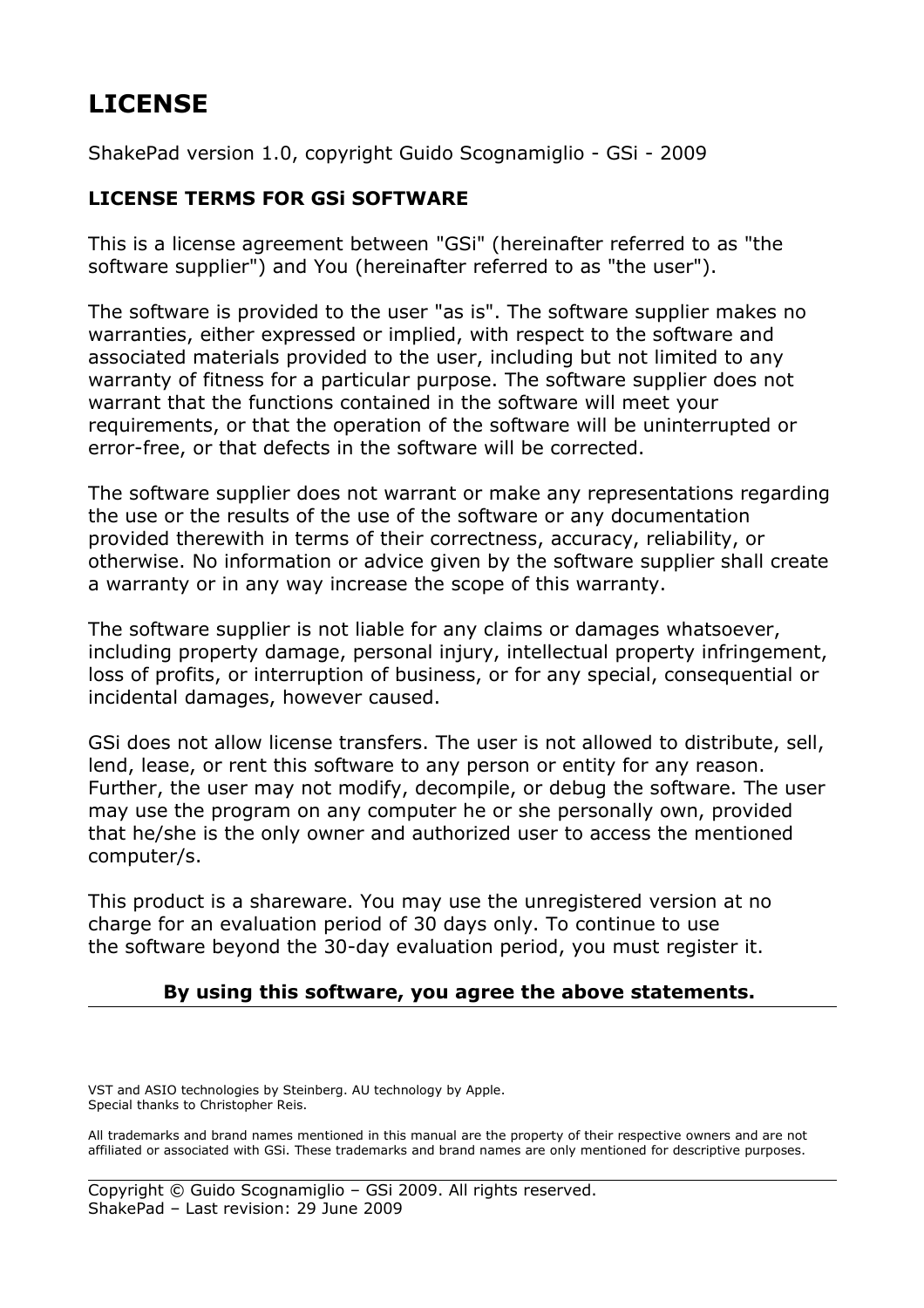# LICENSE

ShakePad version 1.0, copyright Guido Scognamiglio - GSi - 2009

**LICENSE TERMS FOR GSi SOFTWARE**

This is a license agreement between "GSi" (hereinafter referred to as "the software supplier") and You (hereinafter referred to as "the user").

The software is provided to the user "as is". The software supplier makes no warranties, either expressed or implied, with respect to the software and associated materials provided to the user, including but not limited to any warranty of fitness for a particular purpose. The software supplier does not warrant that the functions contained in the software will meet your requirements, or that the operation of the software will be uninterrupted or error-free, or that defects in the software will be corrected.

The software supplier does not warrant or make any representations regarding the use or the results of the use of the software or any documentation provided therewith in terms of their correctness, accuracy, reliability, or otherwise. No information or advice given by the software supplier shall create a warranty or in any way increase the scope of this warranty.

The software supplier is not liable for any claims or damages whatsoever, including property damage, personal injury, intellectual property infringement, loss of profits, or interruption of business, or for any special, consequential or incidental damages, however caused.

GSi does not allow license transfers. The user is not allowed to distribute, sell, lend, lease, or rent this software to any person or entity for any reason. Further, the user may not modify, decompile, or debug the software. The user may use the program on any computer he or she personally own, provided that he/she is the only owner and authorized user to access the mentioned computer/s.

This product is a shareware. You may use the unregistered version at no charge for an evaluation period of 30 days only. To continue to use the software beyond the 30-day evaluation period, you must register it.

**By using this software, you agree the above statements.**

---

VST and ASIO technologies by Steinberg. AU technology by Apple.
Special thanks to Christopher Reis.

All trademarks and brand names mentioned in this manual are the property of their respective owners and are not affiliated or associated with GSi. These trademarks and brand names are only mentioned for descriptive purposes.

---

Copyright © Guido Scognamiglio – GSi 2009. All rights reserved.
ShakePad – Last revision: 29 June 2009